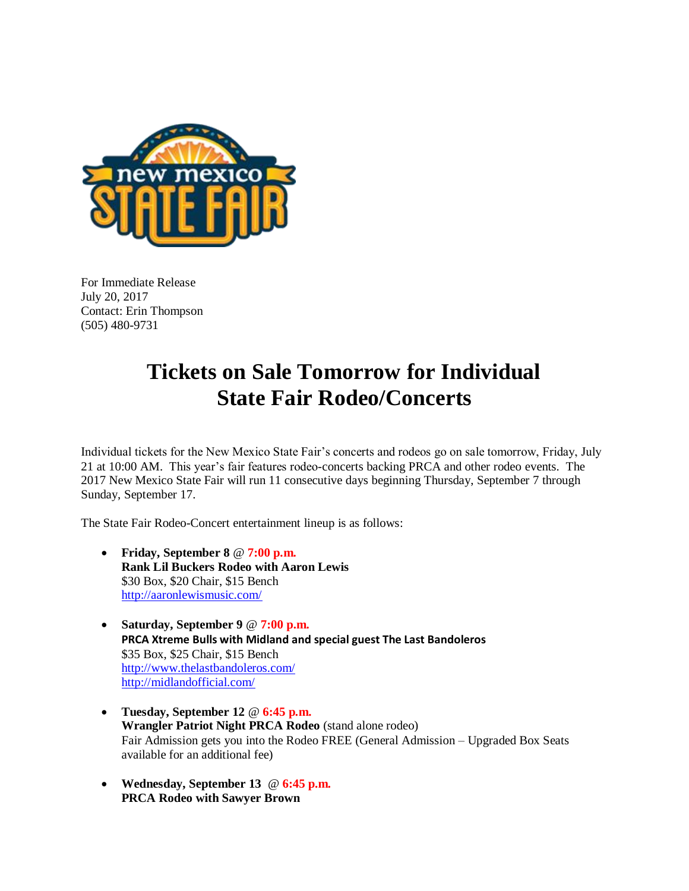For Immediate Release
July 20, 2017
Contact: Erin Thompson
(505) 480-9731

# Tickets on Sale Tomorrow for Individual State Fair Rodeo/Concerts

Individual tickets for the New Mexico State Fair's concerts and rodeos go on sale tomorrow, Friday, July 21 at 10:00 AM. This year's fair features rodeo-concerts backing PRCA and other rodeo events. The 2017 New Mexico State Fair will run 11 consecutive days beginning Thursday, September 7 through Sunday, September 17.

The State Fair Rodeo-Concert entertainment lineup is as follows:

- **Friday, September 8** @ **7:00 p.m.**
  **Rank Lil Buckers Rodeo with Aaron Lewis**
  $30 Box, $20 Chair, $15 Bench
  http://aaronlewismusic.com/

- **Saturday, September 9** @ **7:00 p.m.**
  **PRCA Xtreme Bulls with Midland and special guest The Last Bandoleros**
  $35 Box, $25 Chair, $15 Bench
  http://www.thelastbandoleros.com/
  http://midlandofficial.com/

- **Tuesday, September 12** @ **6:45 p.m.**
  **Wrangler Patriot Night PRCA Rodeo** (stand alone rodeo)
  Fair Admission gets you into the Rodeo FREE (General Admission – Upgraded Box Seats available for an additional fee)

- **Wednesday, September 13** @ **6:45 p.m.**
  **PRCA Rodeo with Sawyer Brown**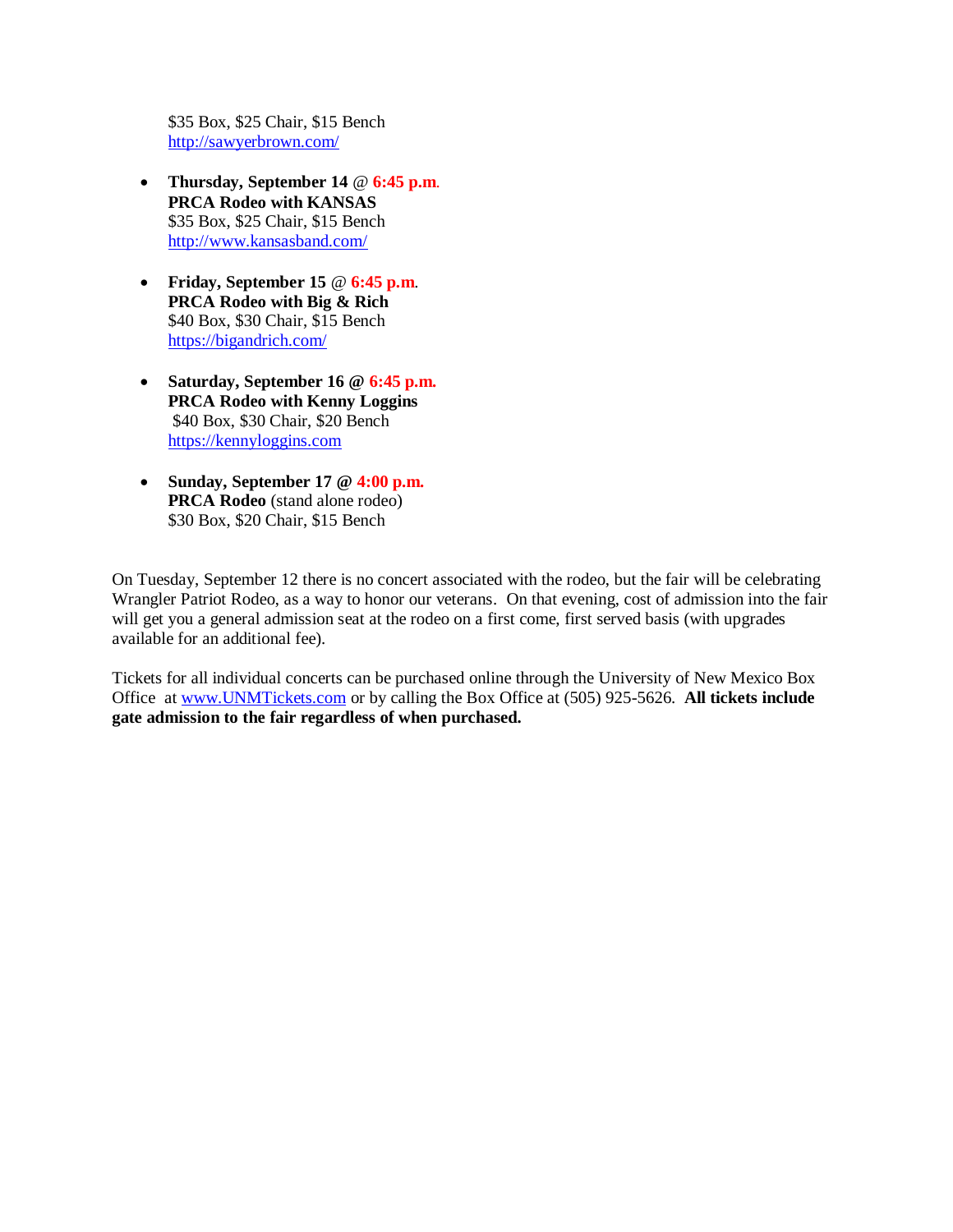$35 Box, $25 Chair, $15 Bench
http://sawyerbrown.com/

- **Thursday, September 14** @ **6:45 p.m**.
  **PRCA Rodeo with KANSAS**
  $35 Box, $25 Chair, $15 Bench
  http://www.kansasband.com/

- **Friday, September 15** @ **6:45 p.m**.
  **PRCA Rodeo with Big & Rich**
  $40 Box, $30 Chair, $15 Bench
  https://bigandrich.com/

- **Saturday, September 16 @ 6:45 p.m.**
  **PRCA Rodeo with Kenny Loggins**
  $40 Box, $30 Chair, $20 Bench
  https://kennyloggins.com

- **Sunday, September 17 @ 4:00 p.m.**
  **PRCA Rodeo** (stand alone rodeo)
  $30 Box, $20 Chair, $15 Bench

On Tuesday, September 12 there is no concert associated with the rodeo, but the fair will be celebrating Wrangler Patriot Rodeo, as a way to honor our veterans. On that evening, cost of admission into the fair will get you a general admission seat at the rodeo on a first come, first served basis (with upgrades available for an additional fee).

Tickets for all individual concerts can be purchased online through the University of New Mexico Box Office at www.UNMTickets.com or by calling the Box Office at (505) 925-5626. **All tickets include gate admission to the fair regardless of when purchased.**